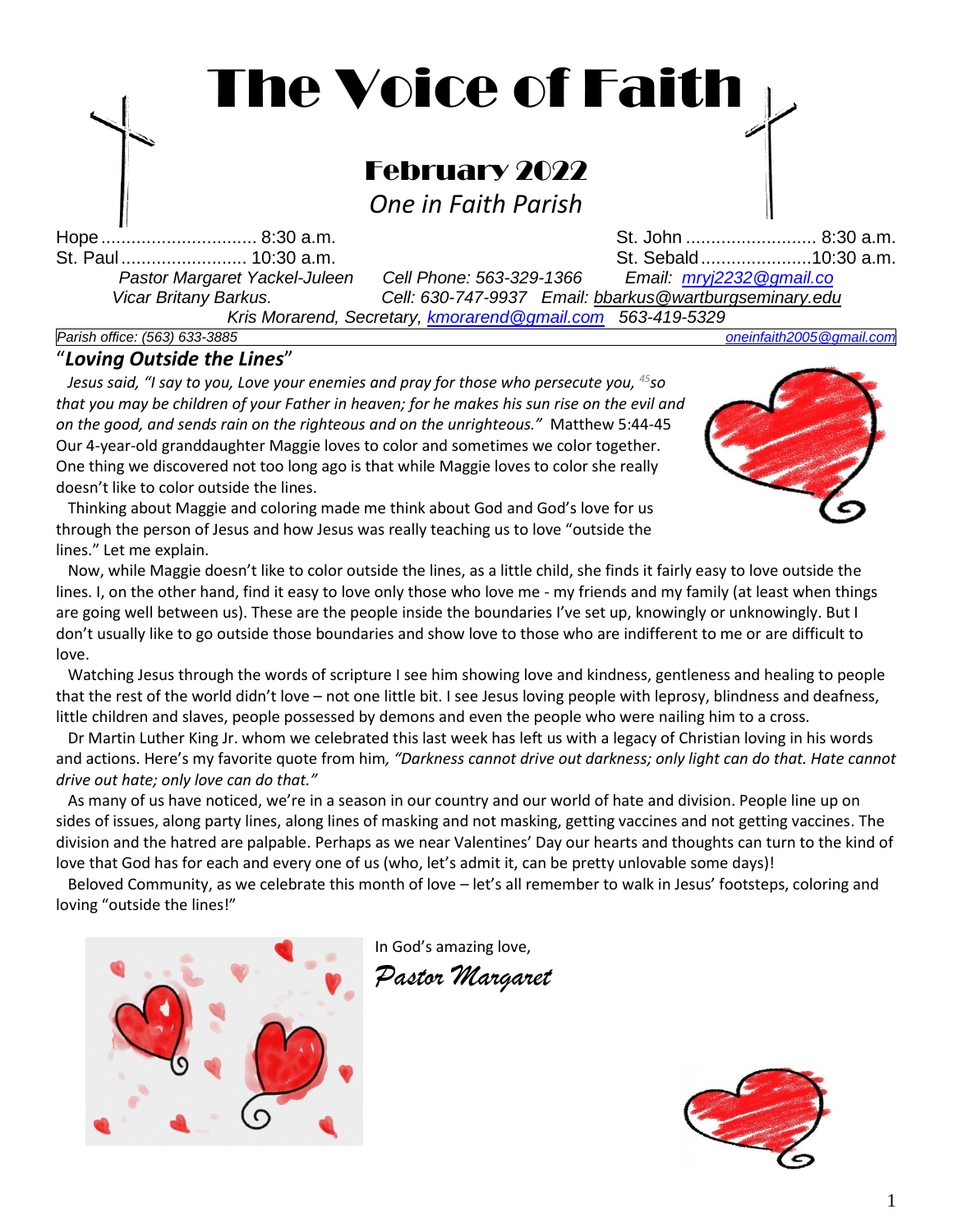# The Voice of Faith

## February 2022

*One in Faith Parish*

Hope ............................... 8:30 a.m.
St. Paul ......................... 10:30 a.m.
St. John .......................... 8:30 a.m.
St. Sebald ......................10:30 a.m.

*Pastor Margaret Yackel-Juleen   Cell Phone: 563-329-1366   Email: mryj2232@gmail.co*
*Vicar Britany Barkus.   Cell: 630-747-9937   Email: bbarkus@wartburgseminary.edu*
*Kris Morarend, Secretary, kmorarend@gmail.com   563-419-5329*

*Parish office: (563) 633-3885*   *oneinfaith2005@gmail.com*

### "*Loving Outside the Lines*"

*Jesus said, "I say to you, Love your enemies and pray for those who persecute you, [45]so that you may be children of your Father in heaven; for he makes his sun rise on the evil and on the good, and sends rain on the righteous and on the unrighteous."* Matthew 5:44-45

Our 4-year-old granddaughter Maggie loves to color and sometimes we color together. One thing we discovered not too long ago is that while Maggie loves to color she really doesn't like to color outside the lines.

Thinking about Maggie and coloring made me think about God and God's love for us through the person of Jesus and how Jesus was really teaching us to love "outside the lines." Let me explain.

Now, while Maggie doesn't like to color outside the lines, as a little child, she finds it fairly easy to love outside the lines. I, on the other hand, find it easy to love only those who love me - my friends and my family (at least when things are going well between us). These are the people inside the boundaries I've set up, knowingly or unknowingly. But I don't usually like to go outside those boundaries and show love to those who are indifferent to me or are difficult to love.

Watching Jesus through the words of scripture I see him showing love and kindness, gentleness and healing to people that the rest of the world didn't love – not one little bit. I see Jesus loving people with leprosy, blindness and deafness, little children and slaves, people possessed by demons and even the people who were nailing him to a cross.

Dr Martin Luther King Jr. whom we celebrated this last week has left us with a legacy of Christian loving in his words and actions. Here's my favorite quote from him*, "Darkness cannot drive out darkness; only light can do that. Hate cannot drive out hate; only love can do that."*

As many of us have noticed, we're in a season in our country and our world of hate and division. People line up on sides of issues, along party lines, along lines of masking and not masking, getting vaccines and not getting vaccines. The division and the hatred are palpable. Perhaps as we near Valentines' Day our hearts and thoughts can turn to the kind of love that God has for each and every one of us (who, let's admit it, can be pretty unlovable some days)!

Beloved Community, as we celebrate this month of love – let's all remember to walk in Jesus' footsteps, coloring and loving "outside the lines!"

In God's amazing love,

*Pastor Margaret*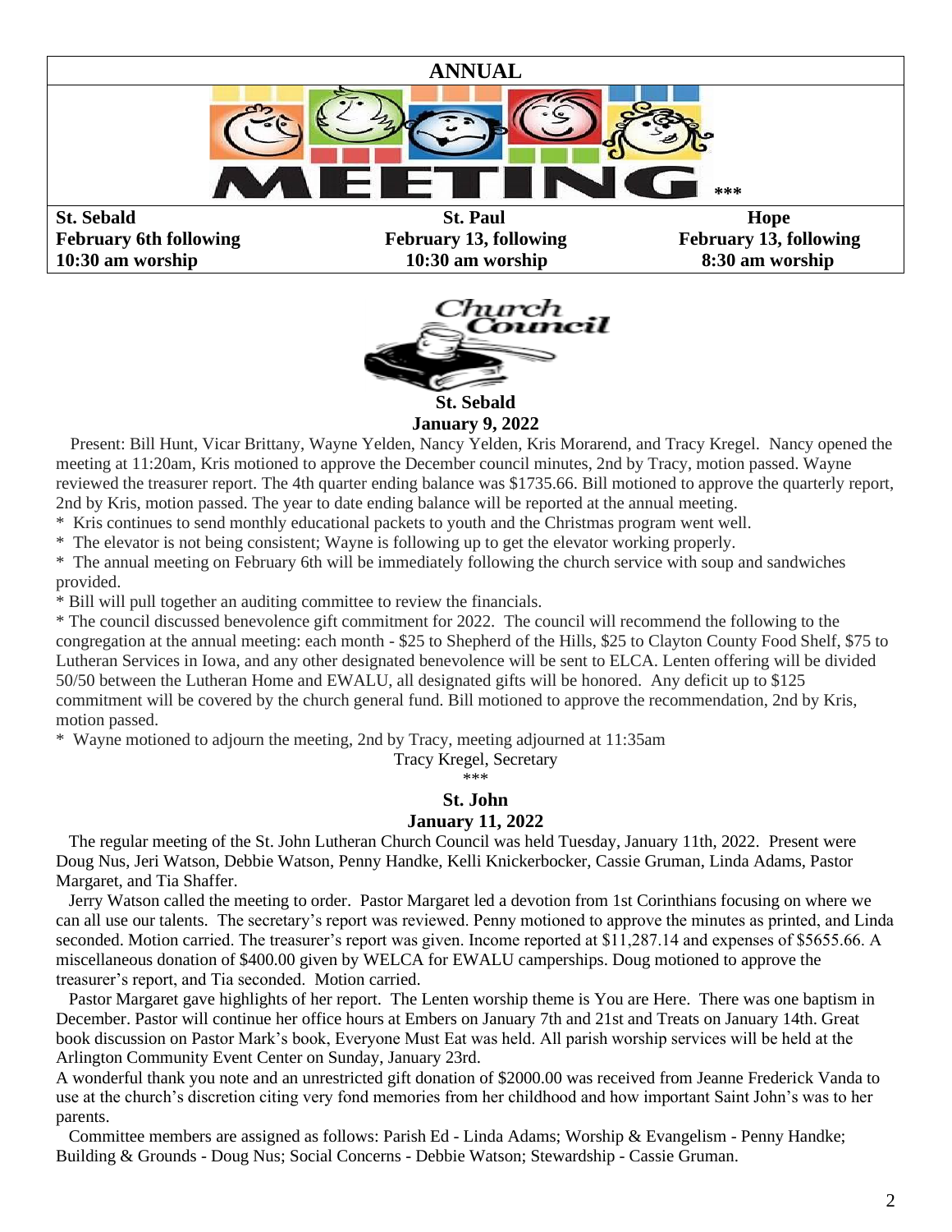# ANNUAL MEETING

***

| St. Sebald | St. Paul | Hope |
|---|---|---|
| February 6th following 10:30 am worship | February 13, following 10:30 am worship | February 13, following 8:30 am worship |

## Church Council

### St. Sebald
### January 9, 2022

Present: Bill Hunt, Vicar Brittany, Wayne Yelden, Nancy Yelden, Kris Morarend, and Tracy Kregel. Nancy opened the meeting at 11:20am, Kris motioned to approve the December council minutes, 2nd by Tracy, motion passed. Wayne reviewed the treasurer report. The 4th quarter ending balance was $1735.66. Bill motioned to approve the quarterly report, 2nd by Kris, motion passed. The year to date ending balance will be reported at the annual meeting.

* Kris continues to send monthly educational packets to youth and the Christmas program went well.
* The elevator is not being consistent; Wayne is following up to get the elevator working properly.
* The annual meeting on February 6th will be immediately following the church service with soup and sandwiches provided.
* Bill will pull together an auditing committee to review the financials.
* The council discussed benevolence gift commitment for 2022. The council will recommend the following to the congregation at the annual meeting: each month - $25 to Shepherd of the Hills, $25 to Clayton County Food Shelf, $75 to Lutheran Services in Iowa, and any other designated benevolence will be sent to ELCA. Lenten offering will be divided 50/50 between the Lutheran Home and EWALU, all designated gifts will be honored. Any deficit up to $125 commitment will be covered by the church general fund. Bill motioned to approve the recommendation, 2nd by Kris, motion passed.
* Wayne motioned to adjourn the meeting, 2nd by Tracy, meeting adjourned at 11:35am

Tracy Kregel, Secretary

***

### St. John
### January 11, 2022

The regular meeting of the St. John Lutheran Church Council was held Tuesday, January 11th, 2022. Present were Doug Nus, Jeri Watson, Debbie Watson, Penny Handke, Kelli Knickerbocker, Cassie Gruman, Linda Adams, Pastor Margaret, and Tia Shaffer.

Jerry Watson called the meeting to order. Pastor Margaret led a devotion from 1st Corinthians focusing on where we can all use our talents. The secretary's report was reviewed. Penny motioned to approve the minutes as printed, and Linda seconded. Motion carried. The treasurer's report was given. Income reported at $11,287.14 and expenses of $5655.66. A miscellaneous donation of $400.00 given by WELCA for EWALU camperships. Doug motioned to approve the treasurer's report, and Tia seconded. Motion carried.

Pastor Margaret gave highlights of her report. The Lenten worship theme is You are Here. There was one baptism in December. Pastor will continue her office hours at Embers on January 7th and 21st and Treats on January 14th. Great book discussion on Pastor Mark's book, Everyone Must Eat was held. All parish worship services will be held at the Arlington Community Event Center on Sunday, January 23rd.

A wonderful thank you note and an unrestricted gift donation of $2000.00 was received from Jeanne Frederick Vanda to use at the church's discretion citing very fond memories from her childhood and how important Saint John's was to her parents.

Committee members are assigned as follows: Parish Ed - Linda Adams; Worship & Evangelism - Penny Handke; Building & Grounds - Doug Nus; Social Concerns - Debbie Watson; Stewardship - Cassie Gruman.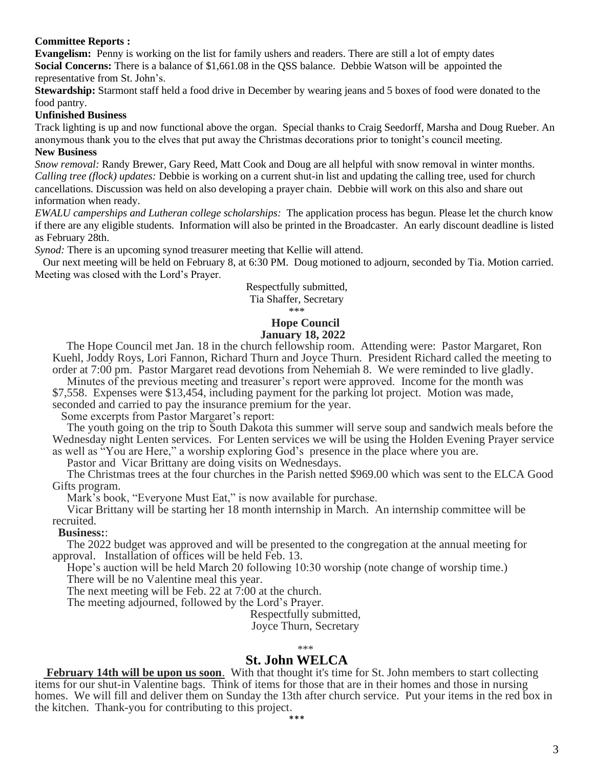**Committee Reports :**

**Evangelism:** Penny is working on the list for family ushers and readers. There are still a lot of empty dates

**Social Concerns:** There is a balance of $1,661.08 in the QSS balance. Debbie Watson will be appointed the representative from St. John's.

**Stewardship:** Starmont staff held a food drive in December by wearing jeans and 5 boxes of food were donated to the food pantry.

**Unfinished Business**

Track lighting is up and now functional above the organ. Special thanks to Craig Seedorff, Marsha and Doug Rueber. An anonymous thank you to the elves that put away the Christmas decorations prior to tonight's council meeting.

**New Business**

*Snow removal:* Randy Brewer, Gary Reed, Matt Cook and Doug are all helpful with snow removal in winter months.

*Calling tree (flock) updates:* Debbie is working on a current shut-in list and updating the calling tree, used for church cancellations. Discussion was held on also developing a prayer chain. Debbie will work on this also and share out information when ready.

*EWALU camperships and Lutheran college scholarships:* The application process has begun. Please let the church know if there are any eligible students. Information will also be printed in the Broadcaster. An early discount deadline is listed as February 28th.

*Synod:* There is an upcoming synod treasurer meeting that Kellie will attend.

Our next meeting will be held on February 8, at 6:30 PM. Doug motioned to adjourn, seconded by Tia. Motion carried. Meeting was closed with the Lord's Prayer.

Respectfully submitted,
Tia Shaffer, Secretary

\*\*\*

**Hope Council**
**January 18, 2022**

The Hope Council met Jan. 18 in the church fellowship room. Attending were: Pastor Margaret, Ron Kuehl, Joddy Roys, Lori Fannon, Richard Thurn and Joyce Thurn. President Richard called the meeting to order at 7:00 pm. Pastor Margaret read devotions from Nehemiah 8. We were reminded to live gladly.

Minutes of the previous meeting and treasurer's report were approved. Income for the month was $7,558. Expenses were $13,454, including payment for the parking lot project. Motion was made, seconded and carried to pay the insurance premium for the year.

Some excerpts from Pastor Margaret's report:

The youth going on the trip to South Dakota this summer will serve soup and sandwich meals before the Wednesday night Lenten services. For Lenten services we will be using the Holden Evening Prayer service as well as "You are Here," a worship exploring God's presence in the place where you are.

Pastor and Vicar Brittany are doing visits on Wednesdays.

The Christmas trees at the four churches in the Parish netted $969.00 which was sent to the ELCA Good Gifts program.

Mark's book, "Everyone Must Eat," is now available for purchase.

Vicar Brittany will be starting her 18 month internship in March. An internship committee will be recruited.

**Business:**:

The 2022 budget was approved and will be presented to the congregation at the annual meeting for approval. Installation of offices will be held Feb. 13.

Hope's auction will be held March 20 following 10:30 worship (note change of worship time.)

There will be no Valentine meal this year.

The next meeting will be Feb. 22 at 7:00 at the church.

The meeting adjourned, followed by the Lord's Prayer.

Respectfully submitted,
Joyce Thurn, Secretary

\*\*\*

## St. John WELCA

**February 14th will be upon us soon**. With that thought it's time for St. John members to start collecting items for our shut-in Valentine bags. Think of items for those that are in their homes and those in nursing homes. We will fill and deliver them on Sunday the 13th after church service. Put your items in the red box in the kitchen. Thank-you for contributing to this project.

\*\*\*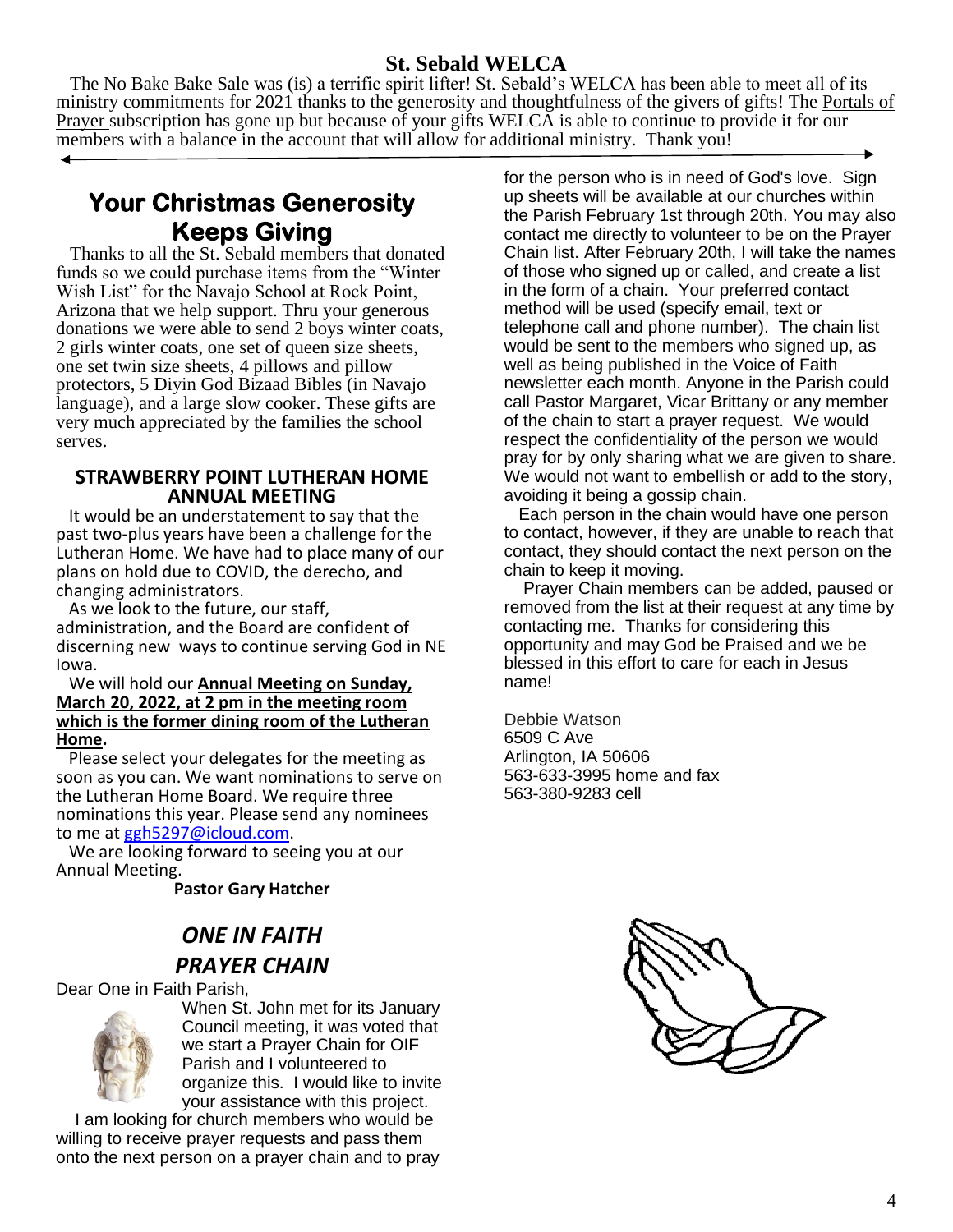## St. Sebald WELCA

The No Bake Bake Sale was (is) a terrific spirit lifter! St. Sebald's WELCA has been able to meet all of its ministry commitments for 2021 thanks to the generosity and thoughtfulness of the givers of gifts! The Portals of Prayer subscription has gone up but because of your gifts WELCA is able to continue to provide it for our members with a balance in the account that will allow for additional ministry. Thank you!

## Your Christmas Generosity Keeps Giving

Thanks to all the St. Sebald members that donated funds so we could purchase items from the "Winter Wish List" for the Navajo School at Rock Point, Arizona that we help support. Thru your generous donations we were able to send 2 boys winter coats, 2 girls winter coats, one set of queen size sheets, one set twin size sheets, 4 pillows and pillow protectors, 5 Diyin God Bizaad Bibles (in Navajo language), and a large slow cooker. These gifts are very much appreciated by the families the school serves.

## STRAWBERRY POINT LUTHERAN HOME ANNUAL MEETING

It would be an understatement to say that the past two-plus years have been a challenge for the Lutheran Home. We have had to place many of our plans on hold due to COVID, the derecho, and changing administrators.

As we look to the future, our staff, administration, and the Board are confident of discerning new ways to continue serving God in NE Iowa.

We will hold our **Annual Meeting on Sunday, March 20, 2022, at 2 pm in the meeting room which is the former dining room of the Lutheran Home**.

Please select your delegates for the meeting as soon as you can. We want nominations to serve on the Lutheran Home Board. We require three nominations this year. Please send any nominees to me at ggh5297@icloud.com.

We are looking forward to seeing you at our Annual Meeting.

**Pastor Gary Hatcher**

## *ONE IN FAITH PRAYER CHAIN*

Dear One in Faith Parish,

When St. John met for its January Council meeting, it was voted that we start a Prayer Chain for OIF Parish and I volunteered to organize this. I would like to invite your assistance with this project.

I am looking for church members who would be willing to receive prayer requests and pass them onto the next person on a prayer chain and to pray for the person who is in need of God's love. Sign up sheets will be available at our churches within the Parish February 1st through 20th. You may also contact me directly to volunteer to be on the Prayer Chain list. After February 20th, I will take the names of those who signed up or called, and create a list in the form of a chain. Your preferred contact method will be used (specify email, text or telephone call and phone number). The chain list would be sent to the members who signed up, as well as being published in the Voice of Faith newsletter each month. Anyone in the Parish could call Pastor Margaret, Vicar Brittany or any member of the chain to start a prayer request. We would respect the confidentiality of the person we would pray for by only sharing what we are given to share. We would not want to embellish or add to the story, avoiding it being a gossip chain.

Each person in the chain would have one person to contact, however, if they are unable to reach that contact, they should contact the next person on the chain to keep it moving.

Prayer Chain members can be added, paused or removed from the list at their request at any time by contacting me. Thanks for considering this opportunity and may God be Praised and we be blessed in this effort to care for each in Jesus name!

Debbie Watson
6509 C Ave
Arlington, IA 50606
563-633-3995 home and fax
563-380-9283 cell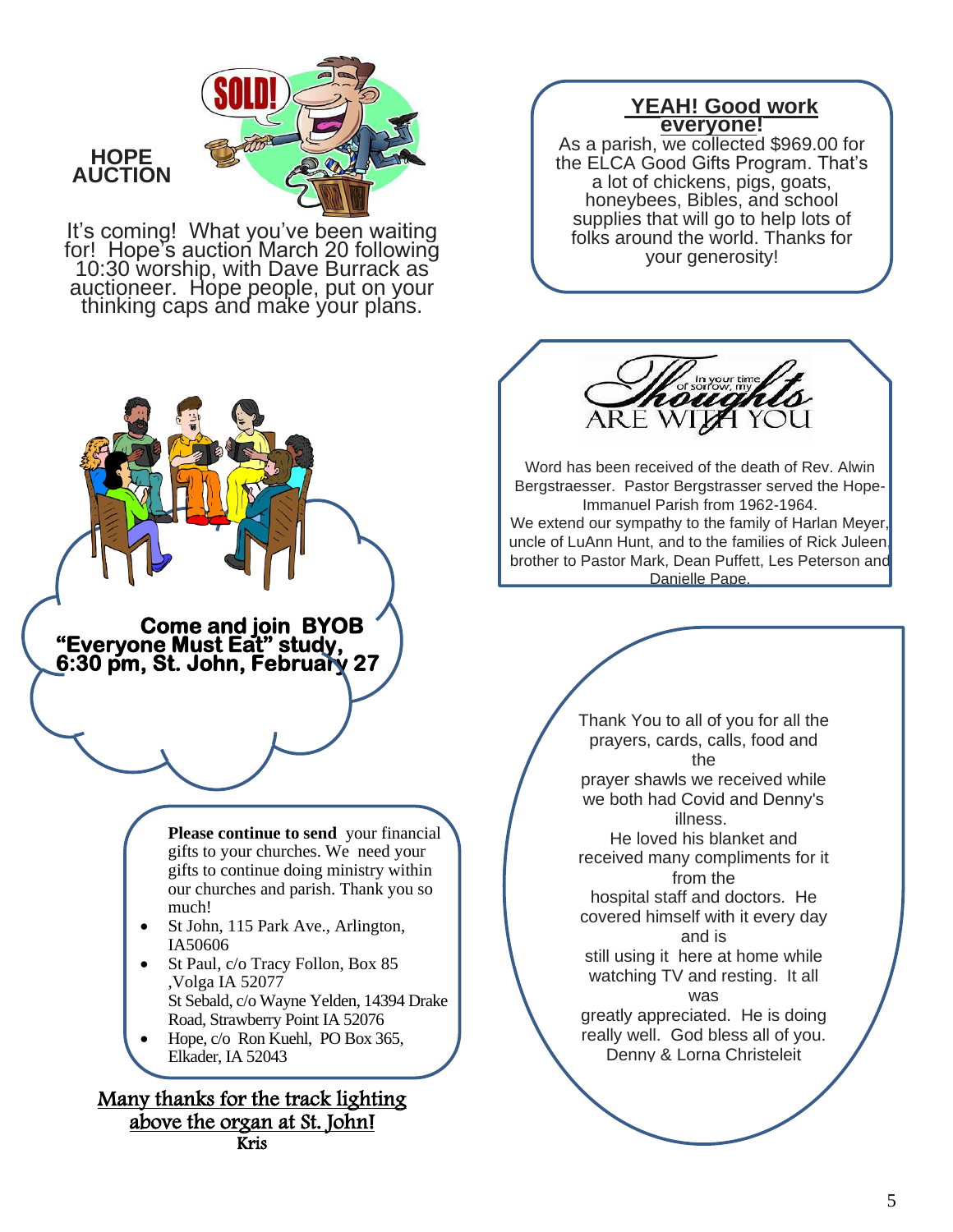## HOPE AUCTION

It's coming! What you've been waiting for! Hope's auction March 20 following 10:30 worship, with Dave Burrack as auctioneer. Hope people, put on your thinking caps and make your plans.

## YEAH! Good work everyone!

As a parish, we collected $969.00 for the ELCA Good Gifts Program. That's a lot of chickens, pigs, goats, honeybees, Bibles, and school supplies that will go to help lots of folks around the world. Thanks for your generosity!

**Come and join BYOB "Everyone Must Eat" study, 6:30 pm, St. John, February 27**

In your time of sorrow, my Thoughts ARE WITH YOU

Word has been received of the death of Rev. Alwin Bergstraesser. Pastor Bergstrasser served the Hope-Immanuel Parish from 1962-1964.

We extend our sympathy to the family of Harlan Meyer, uncle of LuAnn Hunt, and to the families of Rick Juleen, brother to Pastor Mark, Dean Puffett, Les Peterson and Danielle Pape.

**Please continue to send** your financial gifts to your churches. We need your gifts to continue doing ministry within our churches and parish. Thank you so much!

- St John, 115 Park Ave., Arlington, IA50606
- St Paul, c/o Tracy Follon, Box 85 ,Volga IA 52077
  St Sebald, c/o Wayne Yelden, 14394 Drake Road, Strawberry Point IA 52076
- Hope, c/o Ron Kuehl, PO Box 365, Elkader, IA 52043

Thank You to all of you for all the prayers, cards, calls, food and the prayer shawls we received while we both had Covid and Denny's illness. He loved his blanket and received many compliments for it from the hospital staff and doctors. He covered himself with it every day and is still using it here at home while watching TV and resting. It all was greatly appreciated. He is doing really well. God bless all of you.
Denny & Lorna Christeleit

Many thanks for the track lighting above the organ at St. John!
Kris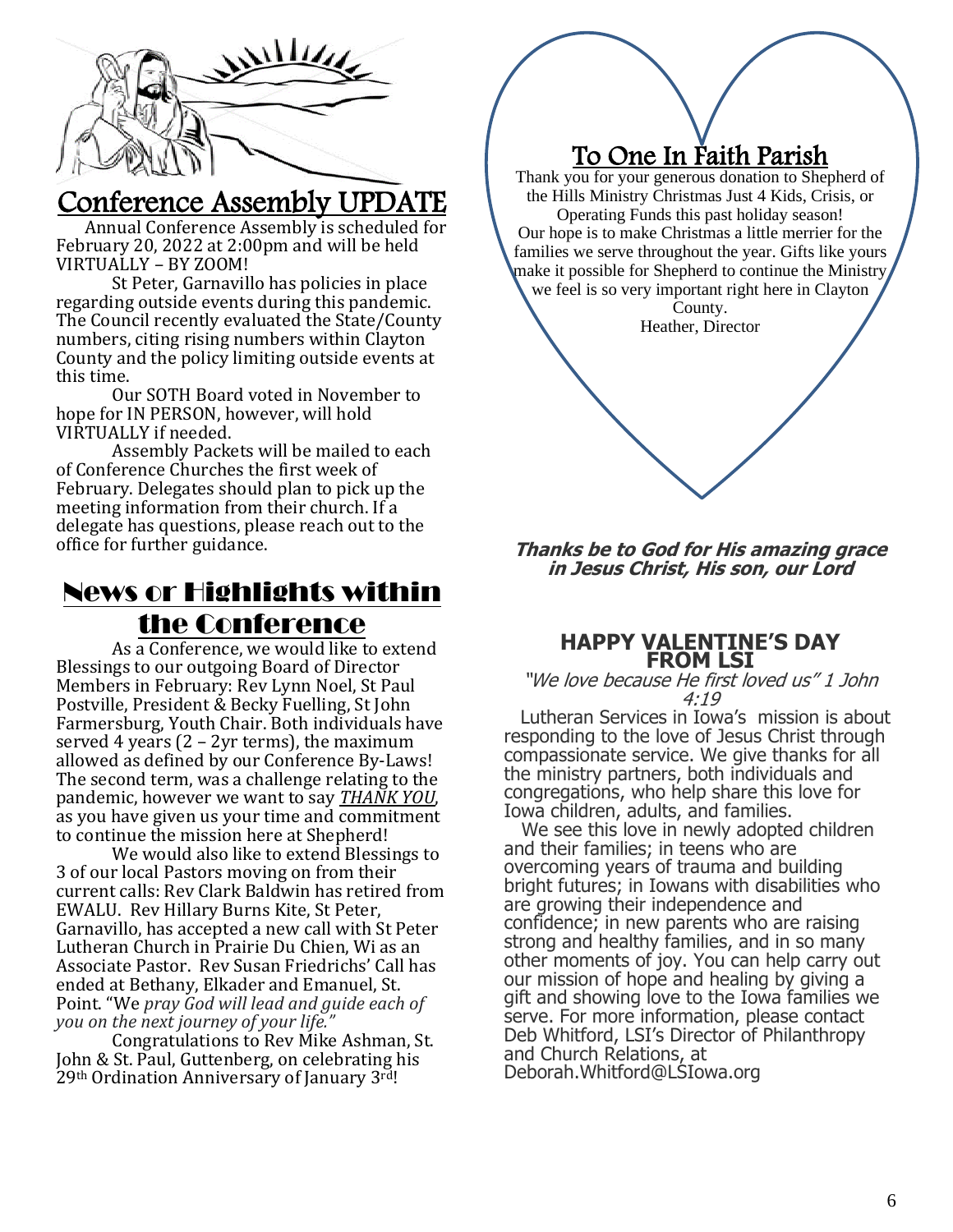## Conference Assembly UPDATE

Annual Conference Assembly is scheduled for February 20, 2022 at 2:00pm and will be held VIRTUALLY – BY ZOOM!

St Peter, Garnavillo has policies in place regarding outside events during this pandemic. The Council recently evaluated the State/County numbers, citing rising numbers within Clayton County and the policy limiting outside events at this time.

Our SOTH Board voted in November to hope for IN PERSON, however, will hold VIRTUALLY if needed.

Assembly Packets will be mailed to each of Conference Churches the first week of February. Delegates should plan to pick up the meeting information from their church. If a delegate has questions, please reach out to the office for further guidance.

## News or Highlights within the Conference

As a Conference, we would like to extend Blessings to our outgoing Board of Director Members in February: Rev Lynn Noel, St Paul Postville, President & Becky Fuelling, St John Farmersburg, Youth Chair. Both individuals have served 4 years (2 – 2yr terms), the maximum allowed as defined by our Conference By-Laws! The second term, was a challenge relating to the pandemic, however we want to say ***THANK YOU***, as you have given us your time and commitment to continue the mission here at Shepherd!

We would also like to extend Blessings to 3 of our local Pastors moving on from their current calls: Rev Clark Baldwin has retired from EWALU. Rev Hillary Burns Kite, St Peter, Garnavillo, has accepted a new call with St Peter Lutheran Church in Prairie Du Chien, Wi as an Associate Pastor. Rev Susan Friedrichs' Call has ended at Bethany, Elkader and Emanuel, St. Point. "We *pray God will lead and guide each of you on the next journey of your life."*

Congratulations to Rev Mike Ashman, St. John & St. Paul, Guttenberg, on celebrating his 29th Ordination Anniversary of January 3rd!

## To One In Faith Parish

Thank you for your generous donation to Shepherd of the Hills Ministry Christmas Just 4 Kids, Crisis, or Operating Funds this past holiday season! Our hope is to make Christmas a little merrier for the families we serve throughout the year. Gifts like yours make it possible for Shepherd to continue the Ministry we feel is so very important right here in Clayton County.

Heather, Director

***Thanks be to God for His amazing grace in Jesus Christ, His son, our Lord***

### HAPPY VALENTINE'S DAY FROM LSI

*"We love because He first loved us" 1 John 4:19*

Lutheran Services in Iowa's mission is about responding to the love of Jesus Christ through compassionate service. We give thanks for all the ministry partners, both individuals and congregations, who help share this love for Iowa children, adults, and families.

We see this love in newly adopted children and their families; in teens who are overcoming years of trauma and building bright futures; in Iowans with disabilities who are growing their independence and confidence; in new parents who are raising strong and healthy families, and in so many other moments of joy. You can help carry out our mission of hope and healing by giving a gift and showing love to the Iowa families we serve. For more information, please contact Deb Whitford, LSI's Director of Philanthropy and Church Relations, at Deborah.Whitford@LSIowa.org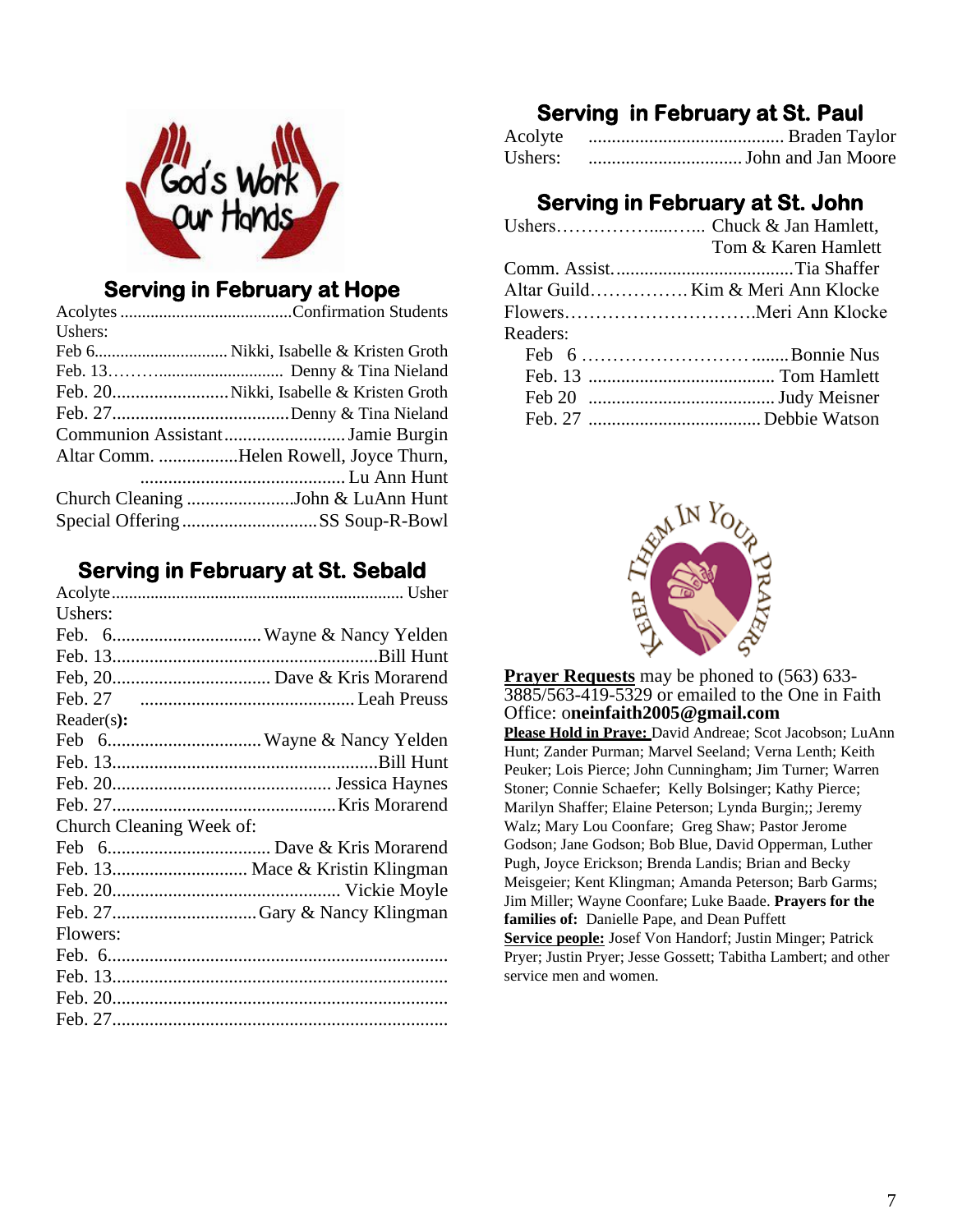## Serving in February at Hope

Acolytes ........................................Confirmation Students
Ushers:
Feb 6............................... Nikki, Isabelle & Kristen Groth
Feb. 13……….......................... Denny & Tina Nieland
Feb. 20......................... Nikki, Isabelle & Kristen Groth
Feb. 27...................................... Denny & Tina Nieland
Communion Assistant.......................... Jamie Burgin
Altar Comm. .................Helen Rowell, Joyce Thurn,
............................................ Lu Ann Hunt
Church Cleaning .......................John & LuAnn Hunt
Special Offering ............................. SS Soup-R-Bowl

## Serving in February at St. Sebald

Acolyte.................................................................... Usher
Ushers:
Feb. 6................................ Wayne & Nancy Yelden
Feb. 13.........................................................Bill Hunt
Feb, 20.................................. Dave & Kris Morarend
Feb. 27 .............................................. Leah Preuss
Reader(s):
Feb 6................................ Wayne & Nancy Yelden
Feb. 13.........................................................Bill Hunt
Feb. 20............................................... Jessica Haynes
Feb. 27................................................ Kris Morarend
Church Cleaning Week of:
Feb 6................................... Dave & Kris Morarend
Feb. 13............................. Mace & Kristin Klingman
Feb. 20................................................. Vickie Moyle
Feb. 27............................... Gary & Nancy Klingman
Flowers:
Feb. 6........................................................................
Feb. 13........................................................................
Feb. 20........................................................................
Feb. 27........................................................................

## Serving in February at St. Paul

Acolyte .......................................... Braden Taylor
Ushers: ................................. John and Jan Moore

## Serving in February at St. John

Ushers…………….....….. Chuck & Jan Hamlett,
Tom & Karen Hamlett
Comm. Assist....................................... Tia Shaffer
Altar Guild……………. Kim & Meri Ann Klocke
Flowers………………………….Meri Ann Klocke
Readers:
Feb 6 ……………………….........Bonnie Nus
Feb. 13 ........................................ Tom Hamlett
Feb 20 ......................................... Judy Meisner
Feb. 27 ..................................... Debbie Watson

**Prayer Requests** may be phoned to (563) 633-3885/563-419-5329 or emailed to the One in Faith Office: o**neinfaith2005@gmail.com**

**Please Hold in Praye:** David Andreae; Scot Jacobson; LuAnn Hunt; Zander Purman; Marvel Seeland; Verna Lenth; Keith Peuker; Lois Pierce; John Cunningham; Jim Turner; Warren Stoner; Connie Schaefer; Kelly Bolsinger; Kathy Pierce; Marilyn Shaffer; Elaine Peterson; Lynda Burgin;; Jeremy Walz; Mary Lou Coonfare; Greg Shaw; Pastor Jerome Godson; Jane Godson; Bob Blue, David Opperman, Luther Pugh, Joyce Erickson; Brenda Landis; Brian and Becky Meisgeier; Kent Klingman; Amanda Peterson; Barb Garms; Jim Miller; Wayne Coonfare; Luke Baade. **Prayers for the families of:** Danielle Pape, and Dean Puffett

**Service people:** Josef Von Handorf; Justin Minger; Patrick Pryer; Justin Pryer; Jesse Gossett; Tabitha Lambert; and other service men and women.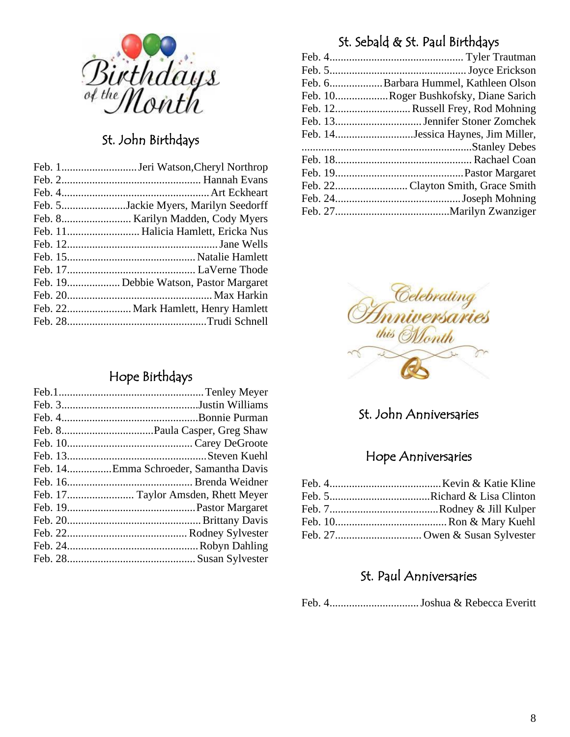# Birthdays of the Month

## St. John Birthdays

Feb. 1............................Jeri Watson,Cheryl Northrop
Feb. 2.................................................. Hannah Evans
Feb. 4......................................................Art Eckheart
Feb. 5........................Jackie Myers, Marilyn Seedorff
Feb. 8......................... Karilyn Madden, Cody Myers
Feb. 11.......................... Halicia Hamlett, Ericka Nus
Feb. 12......................................................Jane Wells
Feb. 15.............................................. Natalie Hamlett
Feb. 17.............................................. LaVerne Thode
Feb. 19................... Debbie Watson, Pastor Margaret
Feb. 20...................................................Max Harkin
Feb. 22....................... Mark Hamlett, Henry Hamlett
Feb. 28..................................................Trudi Schnell

## Hope Birthdays

Feb.1....................................................Tenley Meyer
Feb. 3.................................................Justin Williams
Feb. 4.................................................Bonnie Purman
Feb. 8.................................Paula Casper, Greg Shaw
Feb. 10............................................. Carey DeGroote
Feb. 13..................................................Steven Kuehl
Feb. 14................Emma Schroeder, Samantha Davis
Feb. 16............................................. Brenda Weidner
Feb. 17........................ Taylor Amsden, Rhett Meyer
Feb. 19..............................................Pastor Margaret
Feb. 20................................................ Brittany Davis
Feb. 22........................................... Rodney Sylvester
Feb. 24...............................................Robyn Dahling
Feb. 28............................................. Susan Sylvester

## St. Sebald & St. Paul Birthdays

Feb. 4................................................ Tyler Trautman
Feb. 5................................................. Joyce Erickson
Feb. 6...................Barbara Hummel, Kathleen Olson
Feb. 10...................Roger Bushkofsky, Diane Sarich
Feb. 12........................... Russell Frey, Rod Mohning
Feb. 13............................... Jennifer Stoner Zomchek
Feb. 14............................Jessica Haynes, Jim Miller,
.............................................................Stanley Debes
Feb. 18................................................. Rachael Coan
Feb. 19..............................................Pastor Margaret
Feb. 22.......................... Clayton Smith, Grace Smith
Feb. 24.............................................Joseph Mohning
Feb. 27.........................................Marilyn Zwanziger

# Celebrating Anniversaries this Month

## St. John Anniversaries

## Hope Anniversaries

Feb. 4........................................Kevin & Katie Kline
Feb. 5....................................Richard & Lisa Clinton
Feb. 7.......................................Rodney & Jill Kulper
Feb. 10........................................Ron & Mary Kuehl
Feb. 27.............................. Owen & Susan Sylvester

## St. Paul Anniversaries

Feb. 4................................Joshua & Rebecca Everitt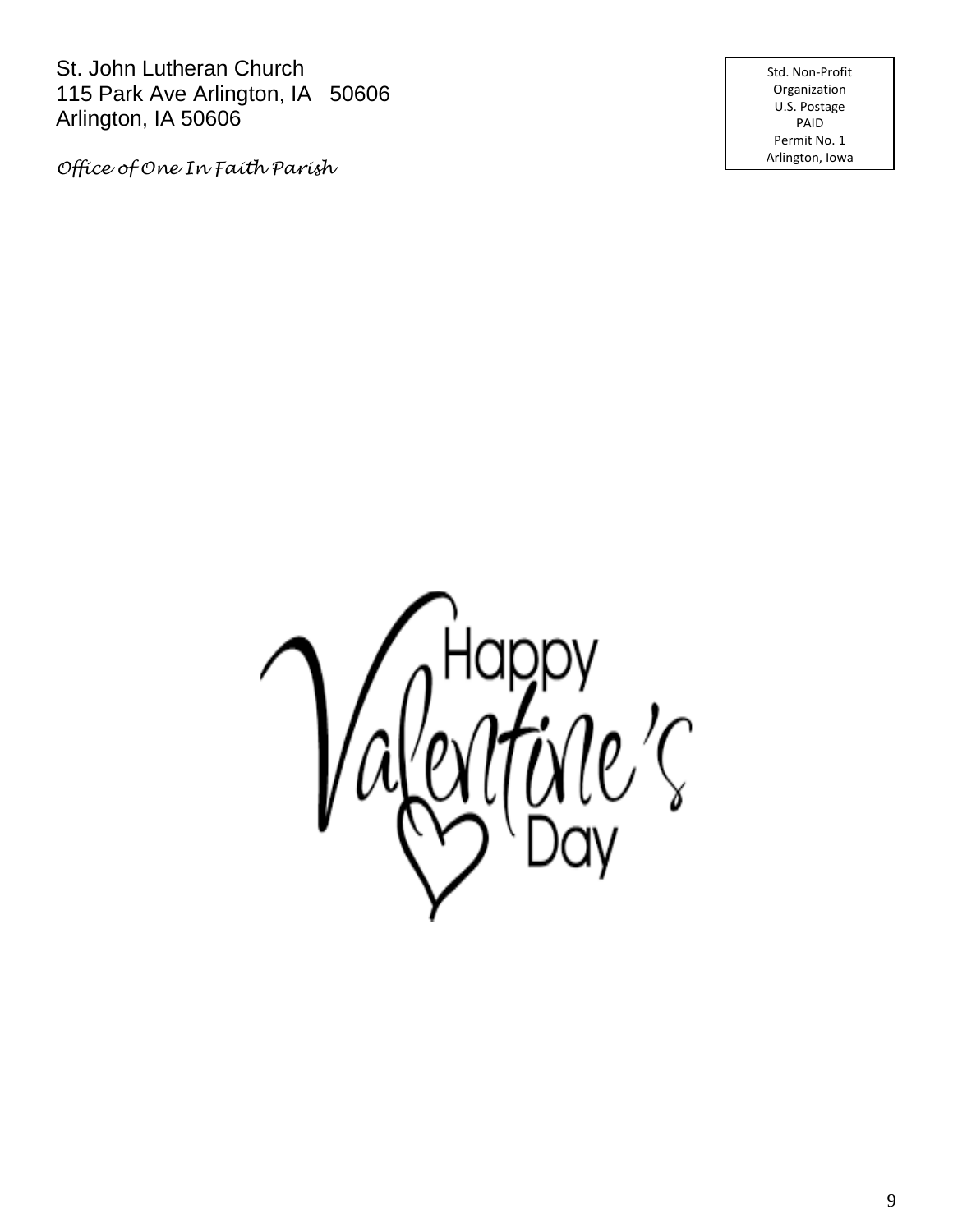St. John Lutheran Church
115 Park Ave Arlington, IA 50606
Arlington, IA 50606

*Office of One In Faith Parish*

Std. Non-Profit
Organization
U.S. Postage
PAID
Permit No. 1
Arlington, Iowa

Happy Valentine's Day